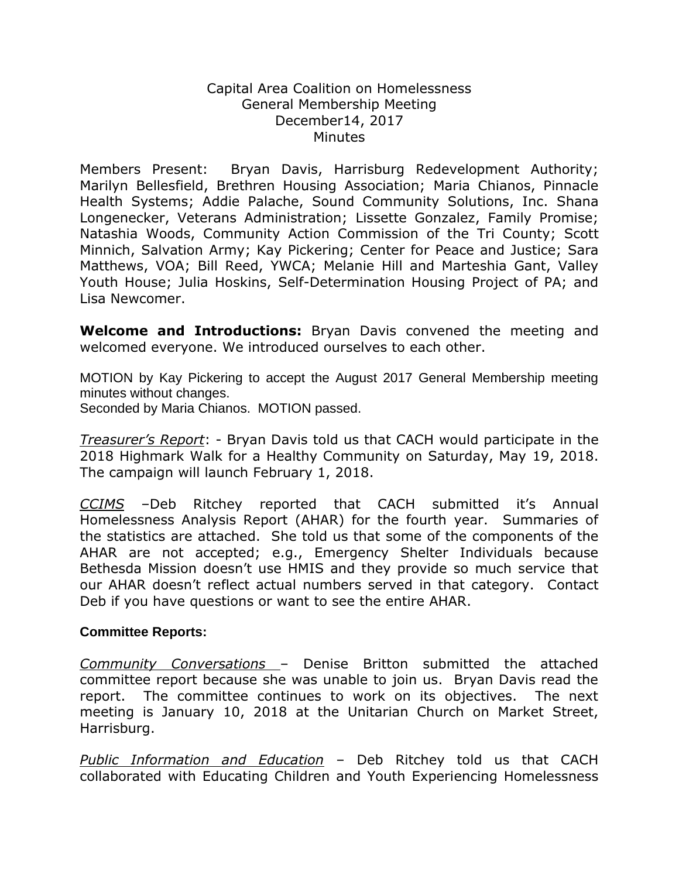Capital Area Coalition on Homelessness
General Membership Meeting
December14, 2017
Minutes

Members Present: Bryan Davis, Harrisburg Redevelopment Authority; Marilyn Bellesfield, Brethren Housing Association; Maria Chianos, Pinnacle Health Systems; Addie Palache, Sound Community Solutions, Inc. Shana Longenecker, Veterans Administration; Lissette Gonzalez, Family Promise; Natashia Woods, Community Action Commission of the Tri County; Scott Minnich, Salvation Army; Kay Pickering; Center for Peace and Justice; Sara Matthews, VOA; Bill Reed, YWCA; Melanie Hill and Marteshia Gant, Valley Youth House; Julia Hoskins, Self-Determination Housing Project of PA; and Lisa Newcomer.

**Welcome and Introductions:** Bryan Davis convened the meeting and welcomed everyone. We introduced ourselves to each other.

MOTION by Kay Pickering to accept the August 2017 General Membership meeting minutes without changes.
Seconded by Maria Chianos. MOTION passed.

*Treasurer's Report*: - Bryan Davis told us that CACH would participate in the 2018 Highmark Walk for a Healthy Community on Saturday, May 19, 2018. The campaign will launch February 1, 2018.

*CCIMS* –Deb Ritchey reported that CACH submitted it's Annual Homelessness Analysis Report (AHAR) for the fourth year. Summaries of the statistics are attached. She told us that some of the components of the AHAR are not accepted; e.g., Emergency Shelter Individuals because Bethesda Mission doesn't use HMIS and they provide so much service that our AHAR doesn't reflect actual numbers served in that category. Contact Deb if you have questions or want to see the entire AHAR.

**Committee Reports:**

*Community Conversations* – Denise Britton submitted the attached committee report because she was unable to join us. Bryan Davis read the report. The committee continues to work on its objectives. The next meeting is January 10, 2018 at the Unitarian Church on Market Street, Harrisburg.

*Public Information and Education* – Deb Ritchey told us that CACH collaborated with Educating Children and Youth Experiencing Homelessness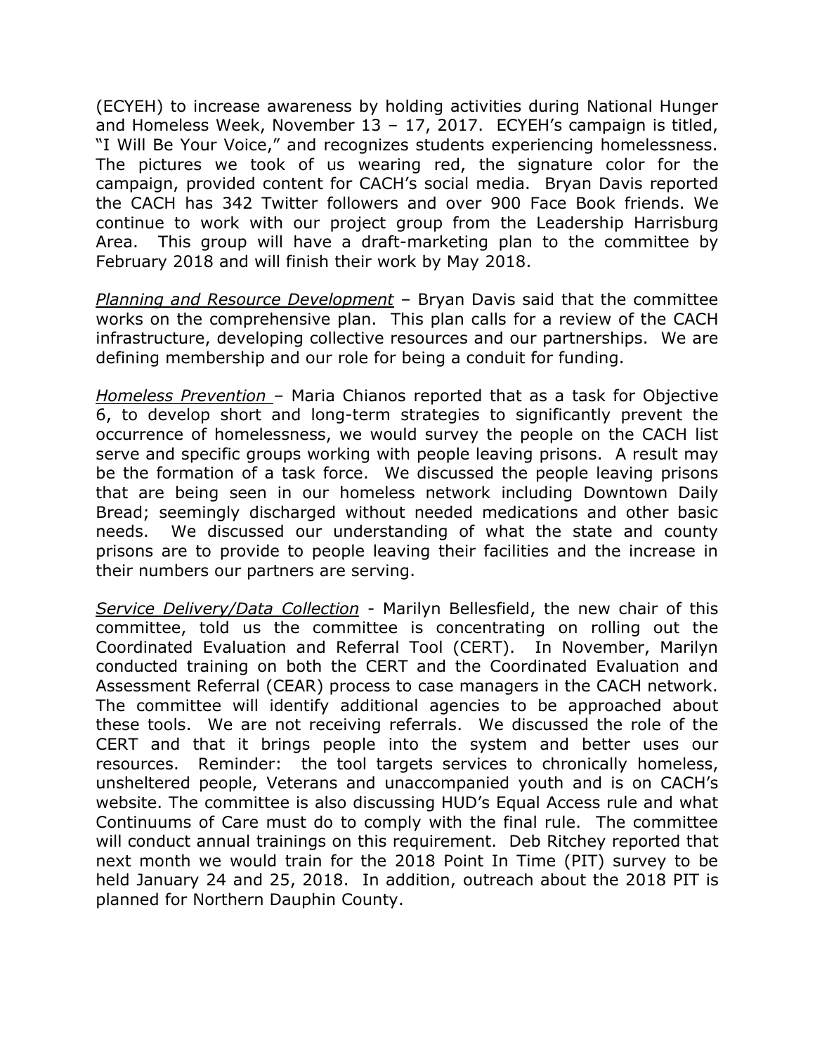(ECYEH) to increase awareness by holding activities during National Hunger and Homeless Week, November 13 – 17, 2017. ECYEH's campaign is titled, "I Will Be Your Voice," and recognizes students experiencing homelessness. The pictures we took of us wearing red, the signature color for the campaign, provided content for CACH's social media. Bryan Davis reported the CACH has 342 Twitter followers and over 900 Face Book friends. We continue to work with our project group from the Leadership Harrisburg Area. This group will have a draft-marketing plan to the committee by February 2018 and will finish their work by May 2018.

*Planning and Resource Development* – Bryan Davis said that the committee works on the comprehensive plan. This plan calls for a review of the CACH infrastructure, developing collective resources and our partnerships. We are defining membership and our role for being a conduit for funding.

*Homeless Prevention* – Maria Chianos reported that as a task for Objective 6, to develop short and long-term strategies to significantly prevent the occurrence of homelessness, we would survey the people on the CACH list serve and specific groups working with people leaving prisons. A result may be the formation of a task force. We discussed the people leaving prisons that are being seen in our homeless network including Downtown Daily Bread; seemingly discharged without needed medications and other basic needs. We discussed our understanding of what the state and county prisons are to provide to people leaving their facilities and the increase in their numbers our partners are serving.

*Service Delivery/Data Collection* - Marilyn Bellesfield, the new chair of this committee, told us the committee is concentrating on rolling out the Coordinated Evaluation and Referral Tool (CERT). In November, Marilyn conducted training on both the CERT and the Coordinated Evaluation and Assessment Referral (CEAR) process to case managers in the CACH network. The committee will identify additional agencies to be approached about these tools. We are not receiving referrals. We discussed the role of the CERT and that it brings people into the system and better uses our resources. Reminder: the tool targets services to chronically homeless, unsheltered people, Veterans and unaccompanied youth and is on CACH's website. The committee is also discussing HUD's Equal Access rule and what Continuums of Care must do to comply with the final rule. The committee will conduct annual trainings on this requirement. Deb Ritchey reported that next month we would train for the 2018 Point In Time (PIT) survey to be held January 24 and 25, 2018. In addition, outreach about the 2018 PIT is planned for Northern Dauphin County.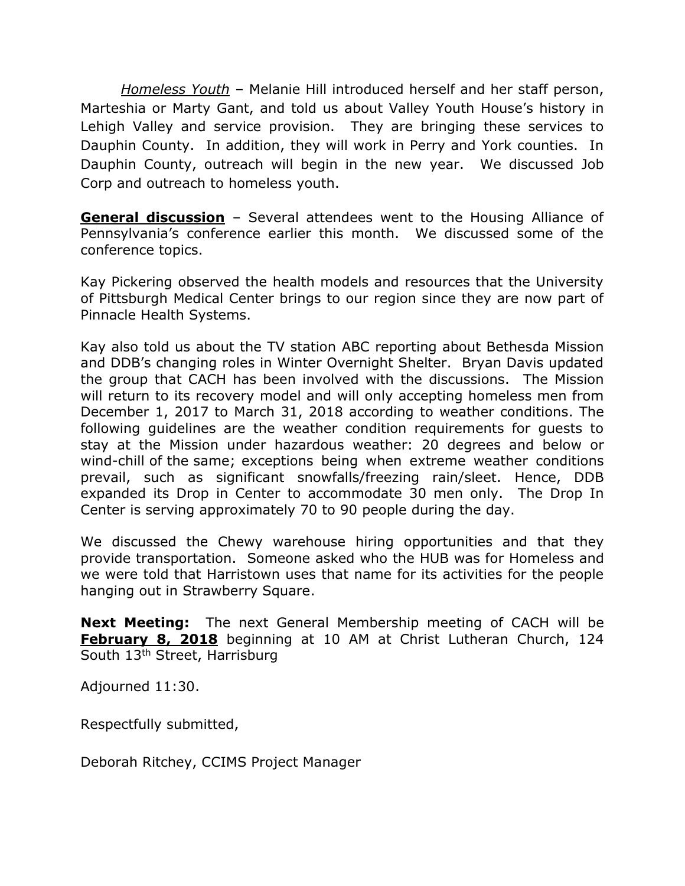*Homeless Youth* – Melanie Hill introduced herself and her staff person, Marteshia or Marty Gant, and told us about Valley Youth House's history in Lehigh Valley and service provision. They are bringing these services to Dauphin County. In addition, they will work in Perry and York counties. In Dauphin County, outreach will begin in the new year. We discussed Job Corp and outreach to homeless youth.

**General discussion** – Several attendees went to the Housing Alliance of Pennsylvania's conference earlier this month. We discussed some of the conference topics.

Kay Pickering observed the health models and resources that the University of Pittsburgh Medical Center brings to our region since they are now part of Pinnacle Health Systems.

Kay also told us about the TV station ABC reporting about Bethesda Mission and DDB's changing roles in Winter Overnight Shelter. Bryan Davis updated the group that CACH has been involved with the discussions. The Mission will return to its recovery model and will only accepting homeless men from December 1, 2017 to March 31, 2018 according to weather conditions. The following guidelines are the weather condition requirements for guests to stay at the Mission under hazardous weather: 20 degrees and below or wind-chill of the same; exceptions being when extreme weather conditions prevail, such as significant snowfalls/freezing rain/sleet. Hence, DDB expanded its Drop in Center to accommodate 30 men only. The Drop In Center is serving approximately 70 to 90 people during the day.

We discussed the Chewy warehouse hiring opportunities and that they provide transportation. Someone asked who the HUB was for Homeless and we were told that Harristown uses that name for its activities for the people hanging out in Strawberry Square.

**Next Meeting:** The next General Membership meeting of CACH will be **February 8, 2018** beginning at 10 AM at Christ Lutheran Church, 124 South 13th Street, Harrisburg

Adjourned 11:30.

Respectfully submitted,

Deborah Ritchey, CCIMS Project Manager